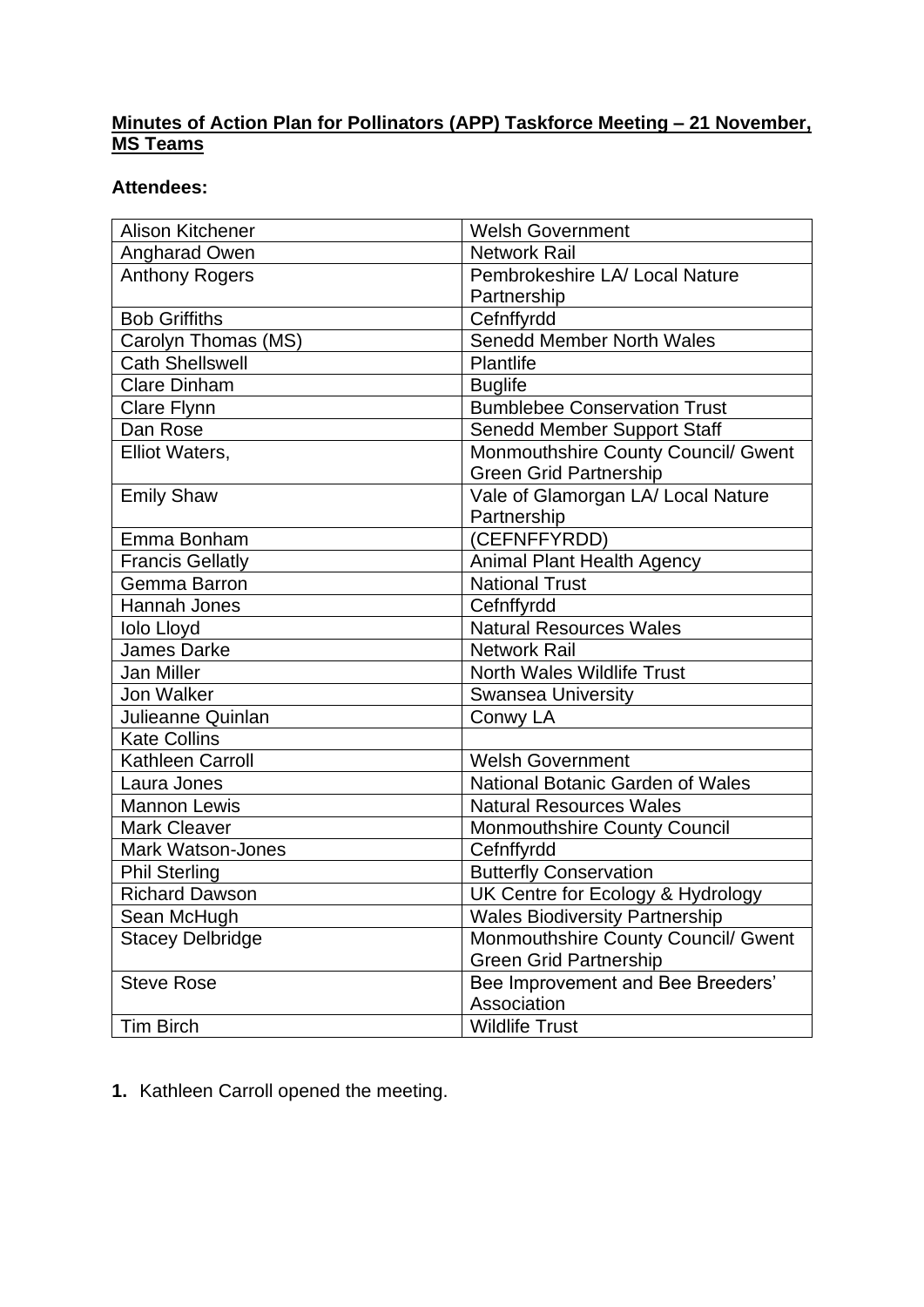**Minutes of Action Plan for Pollinators (APP) Taskforce Meeting – 21 November, MS Teams**

**Attendees:**

| | |
|---|---|
| Alison Kitchener | Welsh Government |
| Angharad Owen | Network Rail |
| Anthony Rogers | Pembrokeshire LA/ Local Nature Partnership |
| Bob Griffiths | Cefnffyrdd |
| Carolyn Thomas (MS) | Senedd Member North Wales |
| Cath Shellswell | Plantlife |
| Clare Dinham | Buglife |
| Clare Flynn | Bumblebee Conservation Trust |
| Dan Rose | Senedd Member Support Staff |
| Elliot Waters, | Monmouthshire County Council/ Gwent Green Grid Partnership |
| Emily Shaw | Vale of Glamorgan LA/ Local Nature Partnership |
| Emma Bonham | (CEFNFFYRDD) |
| Francis Gellatly | Animal Plant Health Agency |
| Gemma Barron | National Trust |
| Hannah Jones | Cefnffyrdd |
| Iolo Lloyd | Natural Resources Wales |
| James Darke | Network Rail |
| Jan Miller | North Wales Wildlife Trust |
| Jon Walker | Swansea University |
| Julieanne Quinlan | Conwy LA |
| Kate Collins | |
| Kathleen Carroll | Welsh Government |
| Laura Jones | National Botanic Garden of Wales |
| Mannon Lewis | Natural Resources Wales |
| Mark Cleaver | Monmouthshire County Council |
| Mark Watson-Jones | Cefnffyrdd |
| Phil Sterling | Butterfly Conservation |
| Richard Dawson | UK Centre for Ecology & Hydrology |
| Sean McHugh | Wales Biodiversity Partnership |
| Stacey Delbridge | Monmouthshire County Council/ Gwent Green Grid Partnership |
| Steve Rose | Bee Improvement and Bee Breeders' Association |
| Tim Birch | Wildlife Trust |

1. Kathleen Carroll opened the meeting.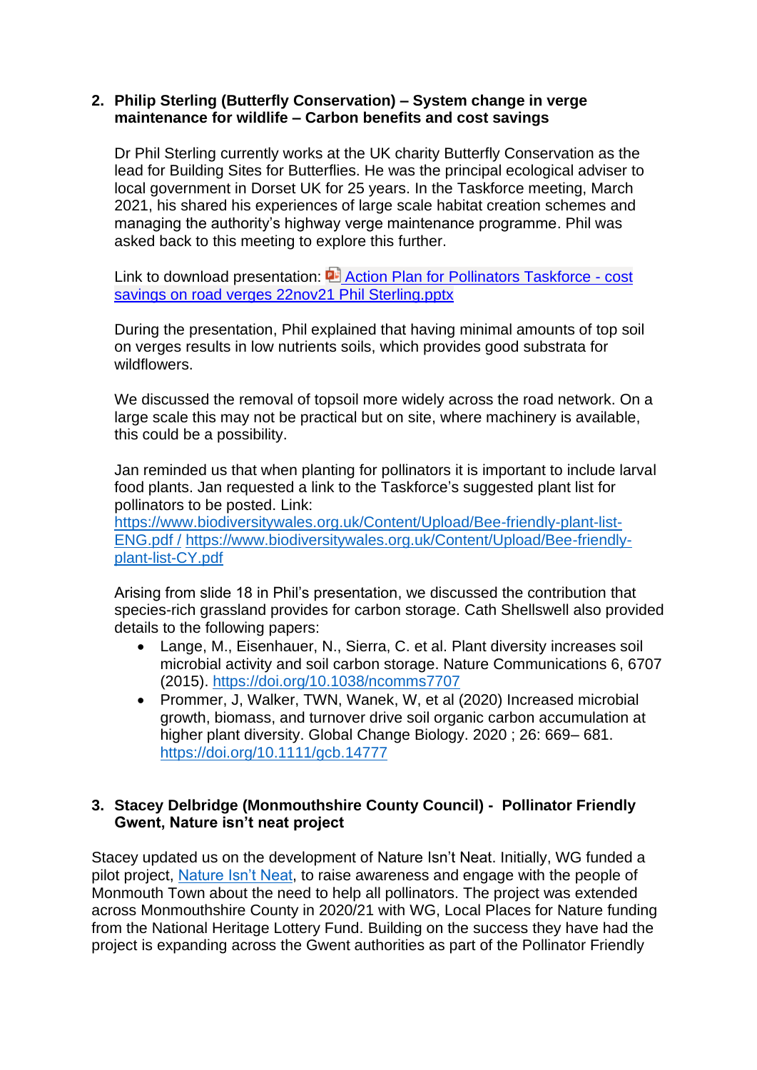2. **Philip Sterling (Butterfly Conservation) – System change in verge maintenance for wildlife – Carbon benefits and cost savings**

   Dr Phil Sterling currently works at the UK charity Butterfly Conservation as the lead for Building Sites for Butterflies. He was the principal ecological adviser to local government in Dorset UK for 25 years. In the Taskforce meeting, March 2021, his shared his experiences of large scale habitat creation schemes and managing the authority's highway verge maintenance programme. Phil was asked back to this meeting to explore this further.

   Link to download presentation: Action Plan for Pollinators Taskforce - cost savings on road verges 22nov21 Phil Sterling.pptx

   During the presentation, Phil explained that having minimal amounts of top soil on verges results in low nutrients soils, which provides good substrata for wildflowers.

   We discussed the removal of topsoil more widely across the road network. On a large scale this may not be practical but on site, where machinery is available, this could be a possibility.

   Jan reminded us that when planting for pollinators it is important to include larval food plants. Jan requested a link to the Taskforce's suggested plant list for pollinators to be posted. Link: https://www.biodiversitywales.org.uk/Content/Upload/Bee-friendly-plant-list-ENG.pdf / https://www.biodiversitywales.org.uk/Content/Upload/Bee-friendly-plant-list-CY.pdf

   Arising from slide 18 in Phil's presentation, we discussed the contribution that species-rich grassland provides for carbon storage. Cath Shellswell also provided details to the following papers:

   - Lange, M., Eisenhauer, N., Sierra, C. et al. Plant diversity increases soil microbial activity and soil carbon storage. Nature Communications 6, 6707 (2015). https://doi.org/10.1038/ncomms7707
   - Prommer, J, Walker, TWN, Wanek, W, et al (2020) Increased microbial growth, biomass, and turnover drive soil organic carbon accumulation at higher plant diversity. Global Change Biology. 2020 ; 26: 669– 681. https://doi.org/10.1111/gcb.14777

3. **Stacey Delbridge (Monmouthshire County Council) - Pollinator Friendly Gwent, Nature isn't neat project**

Stacey updated us on the development of Nature Isn't Neat. Initially, WG funded a pilot project, Nature Isn't Neat, to raise awareness and engage with the people of Monmouth Town about the need to help all pollinators. The project was extended across Monmouthshire County in 2020/21 with WG, Local Places for Nature funding from the National Heritage Lottery Fund. Building on the success they have had the project is expanding across the Gwent authorities as part of the Pollinator Friendly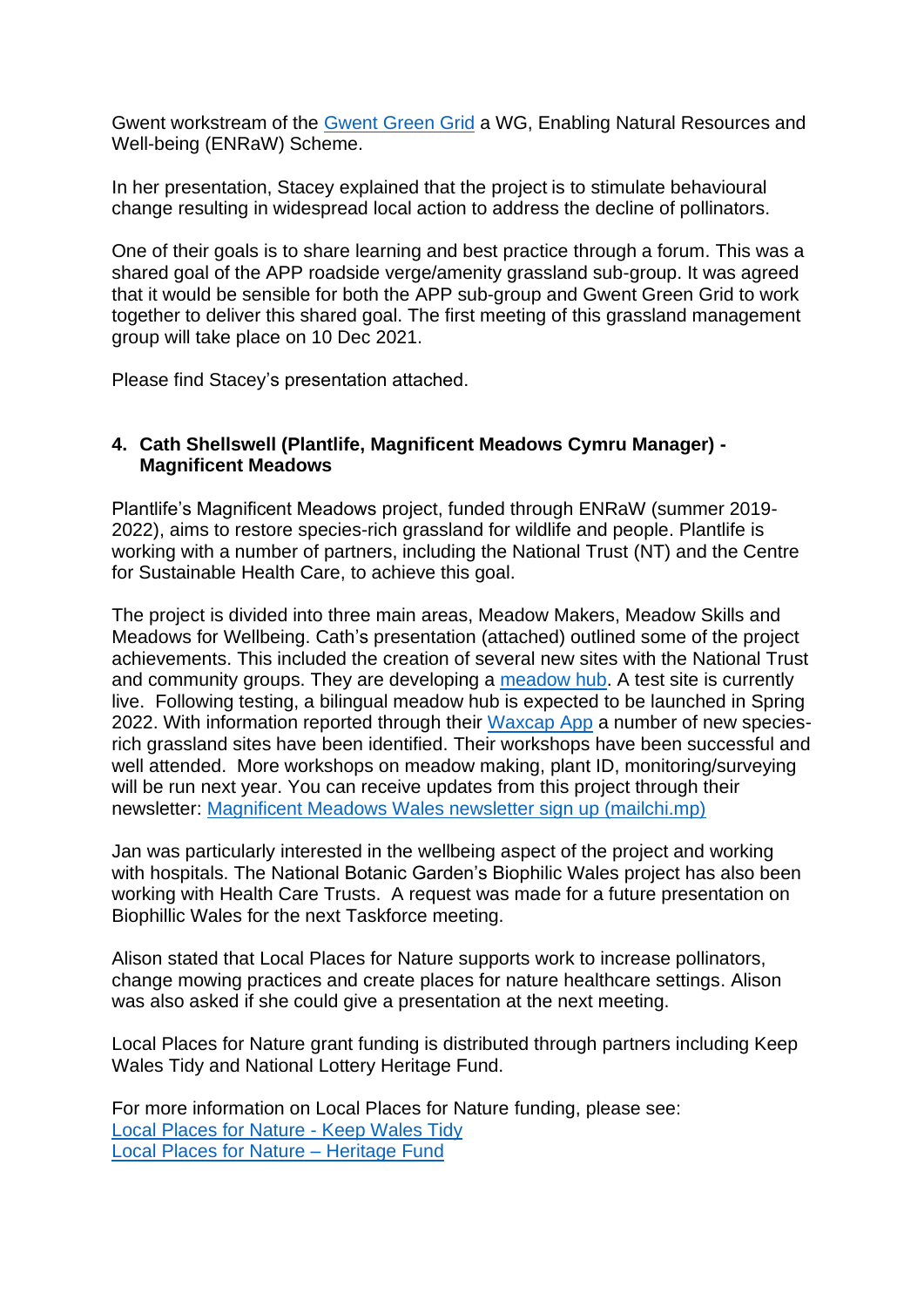Gwent workstream of the [Gwent Green Grid] a WG, Enabling Natural Resources and Well-being (ENRaW) Scheme.

In her presentation, Stacey explained that the project is to stimulate behavioural change resulting in widespread local action to address the decline of pollinators.

One of their goals is to share learning and best practice through a forum. This was a shared goal of the APP roadside verge/amenity grassland sub-group. It was agreed that it would be sensible for both the APP sub-group and Gwent Green Grid to work together to deliver this shared goal. The first meeting of this grassland management group will take place on 10 Dec 2021.

Please find Stacey's presentation attached.

**4. Cath Shellswell (Plantlife, Magnificent Meadows Cymru Manager) - Magnificent Meadows**

Plantlife's Magnificent Meadows project, funded through ENRaW (summer 2019-2022), aims to restore species-rich grassland for wildlife and people. Plantlife is working with a number of partners, including the National Trust (NT) and the Centre for Sustainable Health Care, to achieve this goal.

The project is divided into three main areas, Meadow Makers, Meadow Skills and Meadows for Wellbeing. Cath's presentation (attached) outlined some of the project achievements. This included the creation of several new sites with the National Trust and community groups. They are developing a [meadow hub]. A test site is currently live. Following testing, a bilingual meadow hub is expected to be launched in Spring 2022. With information reported through their [Waxcap App] a number of new species-rich grassland sites have been identified. Their workshops have been successful and well attended. More workshops on meadow making, plant ID, monitoring/surveying will be run next year. You can receive updates from this project through their newsletter: [Magnificent Meadows Wales newsletter sign up (mailchi.mp)]

Jan was particularly interested in the wellbeing aspect of the project and working with hospitals. The National Botanic Garden's Biophilic Wales project has also been working with Health Care Trusts. A request was made for a future presentation on Biophillic Wales for the next Taskforce meeting.

Alison stated that Local Places for Nature supports work to increase pollinators, change mowing practices and create places for nature healthcare settings. Alison was also asked if she could give a presentation at the next meeting.

Local Places for Nature grant funding is distributed through partners including Keep Wales Tidy and National Lottery Heritage Fund.

For more information on Local Places for Nature funding, please see:
[Local Places for Nature - Keep Wales Tidy]
[Local Places for Nature – Heritage Fund]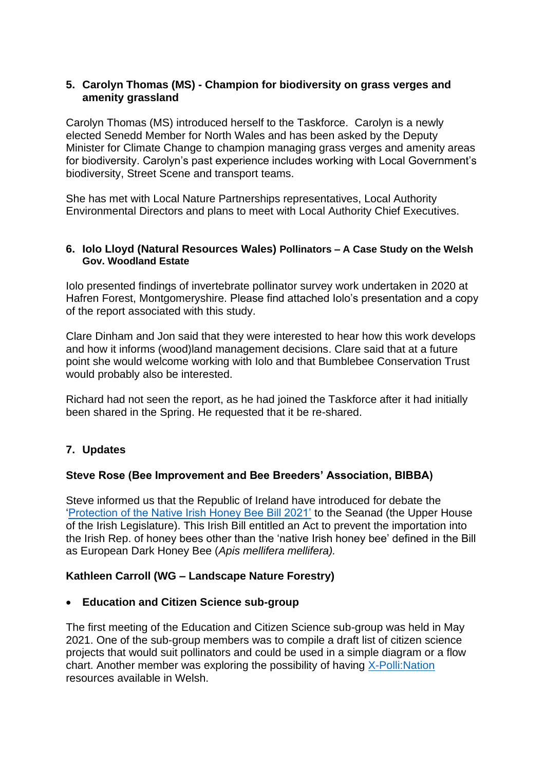## 5. Carolyn Thomas (MS) - Champion for biodiversity on grass verges and amenity grassland

Carolyn Thomas (MS) introduced herself to the Taskforce. Carolyn is a newly elected Senedd Member for North Wales and has been asked by the Deputy Minister for Climate Change to champion managing grass verges and amenity areas for biodiversity. Carolyn's past experience includes working with Local Government's biodiversity, Street Scene and transport teams.

She has met with Local Nature Partnerships representatives, Local Authority Environmental Directors and plans to meet with Local Authority Chief Executives.

## 6. Iolo Lloyd (Natural Resources Wales) Pollinators – A Case Study on the Welsh Gov. Woodland Estate

Iolo presented findings of invertebrate pollinator survey work undertaken in 2020 at Hafren Forest, Montgomeryshire. Please find attached Iolo's presentation and a copy of the report associated with this study.

Clare Dinham and Jon said that they were interested to hear how this work develops and how it informs (wood)land management decisions. Clare said that at a future point she would welcome working with Iolo and that Bumblebee Conservation Trust would probably also be interested.

Richard had not seen the report, as he had joined the Taskforce after it had initially been shared in the Spring. He requested that it be re-shared.

## 7. Updates

**Steve Rose (Bee Improvement and Bee Breeders' Association, BIBBA)**

Steve informed us that the Republic of Ireland have introduced for debate the '[Protection of the Native Irish Honey Bee Bill 2021'](#) to the Seanad (the Upper House of the Irish Legislature). This Irish Bill entitled an Act to prevent the importation into the Irish Rep. of honey bees other than the 'native Irish honey bee' defined in the Bill as European Dark Honey Bee (*Apis mellifera mellifera).*

**Kathleen Carroll (WG – Landscape Nature Forestry)**

- **Education and Citizen Science sub-group**

The first meeting of the Education and Citizen Science sub-group was held in May 2021. One of the sub-group members was to compile a draft list of citizen science projects that would suit pollinators and could be used in a simple diagram or a flow chart. Another member was exploring the possibility of having [X-Polli:Nation](#) resources available in Welsh.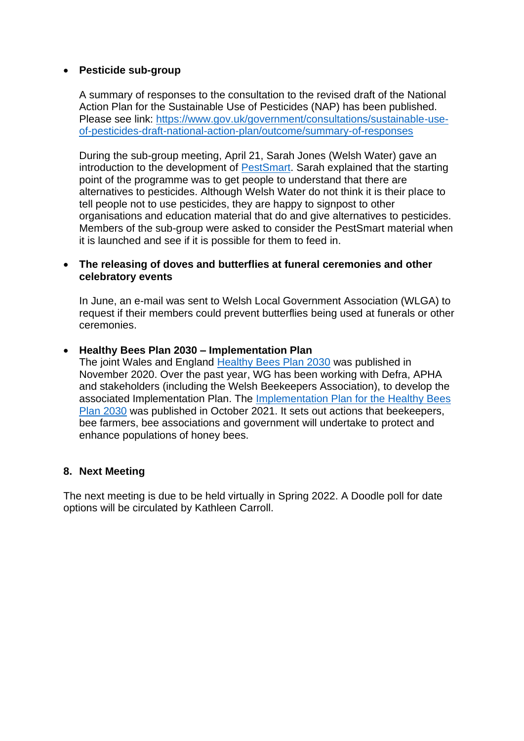- **Pesticide sub-group**

  A summary of responses to the consultation to the revised draft of the National Action Plan for the Sustainable Use of Pesticides (NAP) has been published. Please see link: https://www.gov.uk/government/consultations/sustainable-use-of-pesticides-draft-national-action-plan/outcome/summary-of-responses

  During the sub-group meeting, April 21, Sarah Jones (Welsh Water) gave an introduction to the development of PestSmart. Sarah explained that the starting point of the programme was to get people to understand that there are alternatives to pesticides. Although Welsh Water do not think it is their place to tell people not to use pesticides, they are happy to signpost to other organisations and education material that do and give alternatives to pesticides. Members of the sub-group were asked to consider the PestSmart material when it is launched and see if it is possible for them to feed in.

- **The releasing of doves and butterflies at funeral ceremonies and other celebratory events**

  In June, an e-mail was sent to Welsh Local Government Association (WLGA) to request if their members could prevent butterflies being used at funerals or other ceremonies.

- **Healthy Bees Plan 2030 – Implementation Plan**
  The joint Wales and England Healthy Bees Plan 2030 was published in November 2020. Over the past year, WG has been working with Defra, APHA and stakeholders (including the Welsh Beekeepers Association), to develop the associated Implementation Plan. The Implementation Plan for the Healthy Bees Plan 2030 was published in October 2021. It sets out actions that beekeepers, bee farmers, bee associations and government will undertake to protect and enhance populations of honey bees.

## 8. Next Meeting

The next meeting is due to be held virtually in Spring 2022. A Doodle poll for date options will be circulated by Kathleen Carroll.